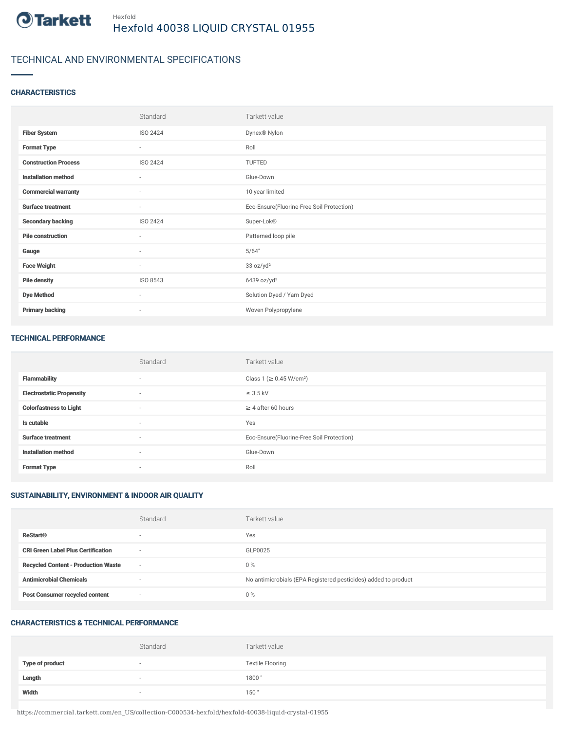Hexfold

# Hexfold 40038 LIQUID CRYSTAL 01955

## TECHNICAL AND ENVIRONMENTAL SPECIFICATIONS

### CHARACTERISTICS

| | Standard | Tarkett value |
|---|---|---|
| **Fiber System** | ISO 2424 | Dynex® Nylon |
| **Format Type** | - | Roll |
| **Construction Process** | ISO 2424 | TUFTED |
| **Installation method** | - | Glue-Down |
| **Commercial warranty** | - | 10 year limited |
| **Surface treatment** | - | Eco-Ensure(Fluorine-Free Soil Protection) |
| **Secondary backing** | ISO 2424 | Super-Lok® |
| **Pile construction** | - | Patterned loop pile |
| **Gauge** | - | 5/64" |
| **Face Weight** | - | 33 oz/yd² |
| **Pile density** | ISO 8543 | 6439 oz/yd³ |
| **Dye Method** | - | Solution Dyed / Yarn Dyed |
| **Primary backing** | - | Woven Polypropylene |

### TECHNICAL PERFORMANCE

| | Standard | Tarkett value |
|---|---|---|
| **Flammability** | - | Class 1 (≥ 0.45 W/cm²) |
| **Electrostatic Propensity** | - | ≤ 3.5 kV |
| **Colorfastness to Light** | - | ≥ 4 after 60 hours |
| **Is cutable** | - | Yes |
| **Surface treatment** | - | Eco-Ensure(Fluorine-Free Soil Protection) |
| **Installation method** | - | Glue-Down |
| **Format Type** | - | Roll |

### SUSTAINABILITY, ENVIRONMENT & INDOOR AIR QUALITY

| | Standard | Tarkett value |
|---|---|---|
| **ReStart®** | - | Yes |
| **CRI Green Label Plus Certification** | - | GLP0025 |
| **Recycled Content - Production Waste** | - | 0 % |
| **Antimicrobial Chemicals** | - | No antimicrobials (EPA Registered pesticides) added to product |
| **Post Consumer recycled content** | - | 0 % |

### CHARACTERISTICS & TECHNICAL PERFORMANCE

| | Standard | Tarkett value |
|---|---|---|
| **Type of product** | - | Textile Flooring |
| **Length** | - | 1800 " |
| **Width** | - | 150 " |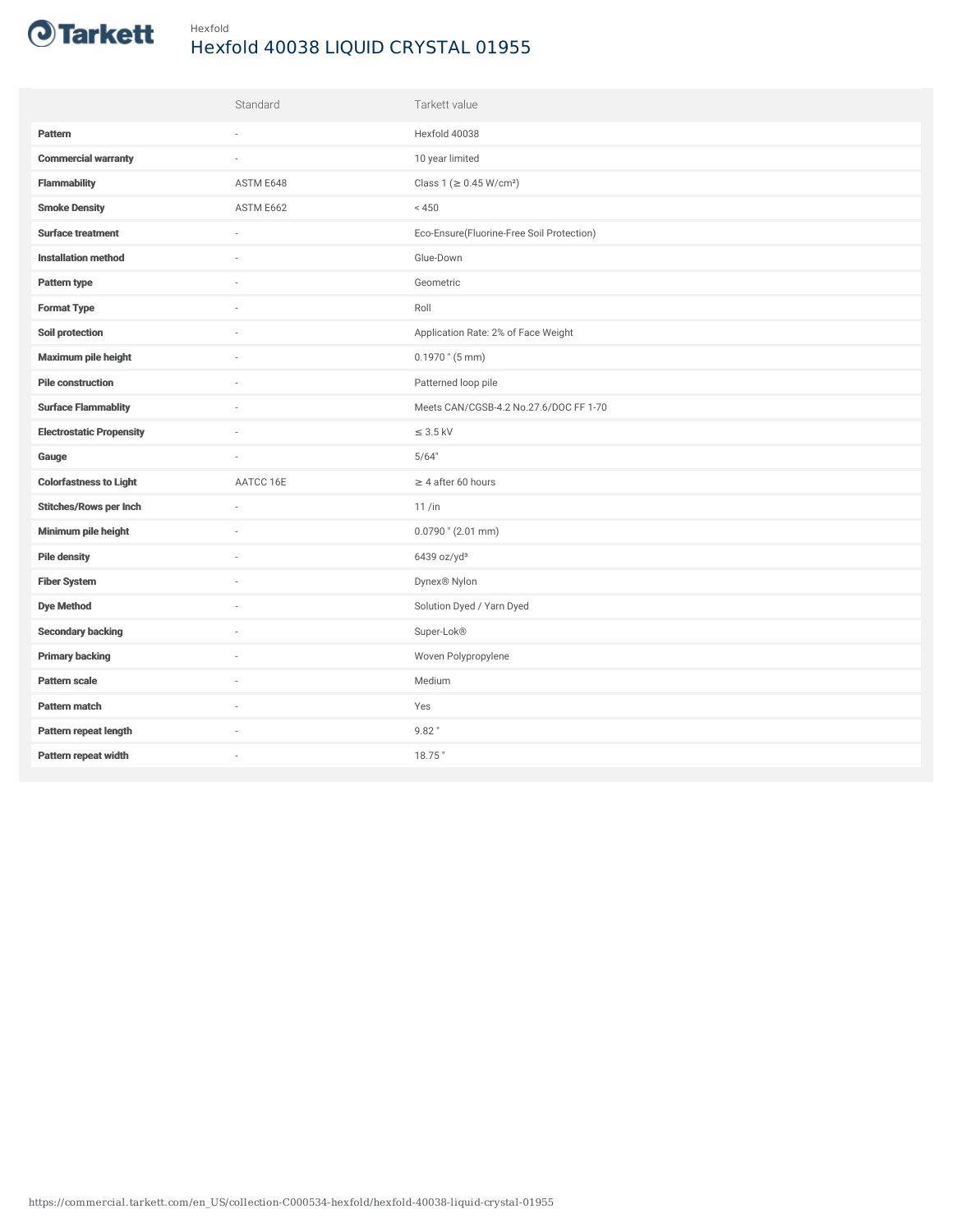Hexfold

# Hexfold 40038 LIQUID CRYSTAL 01955

| | Standard | Tarkett value |
|---|---|---|
| **Pattern** | - | Hexfold 40038 |
| **Commercial warranty** | - | 10 year limited |
| **Flammability** | ASTM E648 | Class 1 (≥ 0.45 W/cm²) |
| **Smoke Density** | ASTM E662 | < 450 |
| **Surface treatment** | - | Eco-Ensure(Fluorine-Free Soil Protection) |
| **Installation method** | - | Glue-Down |
| **Pattern type** | - | Geometric |
| **Format Type** | - | Roll |
| **Soil protection** | - | Application Rate: 2% of Face Weight |
| **Maximum pile height** | - | 0.1970 " (5 mm) |
| **Pile construction** | - | Patterned loop pile |
| **Surface Flammablity** | - | Meets CAN/CGSB-4.2 No.27.6/DOC FF 1-70 |
| **Electrostatic Propensity** | - | ≤ 3.5 kV |
| **Gauge** | - | 5/64" |
| **Colorfastness to Light** | AATCC 16E | ≥ 4 after 60 hours |
| **Stitches/Rows per Inch** | - | 11 /in |
| **Minimum pile height** | - | 0.0790 " (2.01 mm) |
| **Pile density** | - | 6439 oz/yd³ |
| **Fiber System** | - | Dynex® Nylon |
| **Dye Method** | - | Solution Dyed / Yarn Dyed |
| **Secondary backing** | - | Super-Lok® |
| **Primary backing** | - | Woven Polypropylene |
| **Pattern scale** | - | Medium |
| **Pattern match** | - | Yes |
| **Pattern repeat length** | - | 9.82 " |
| **Pattern repeat width** | - | 18.75 " |